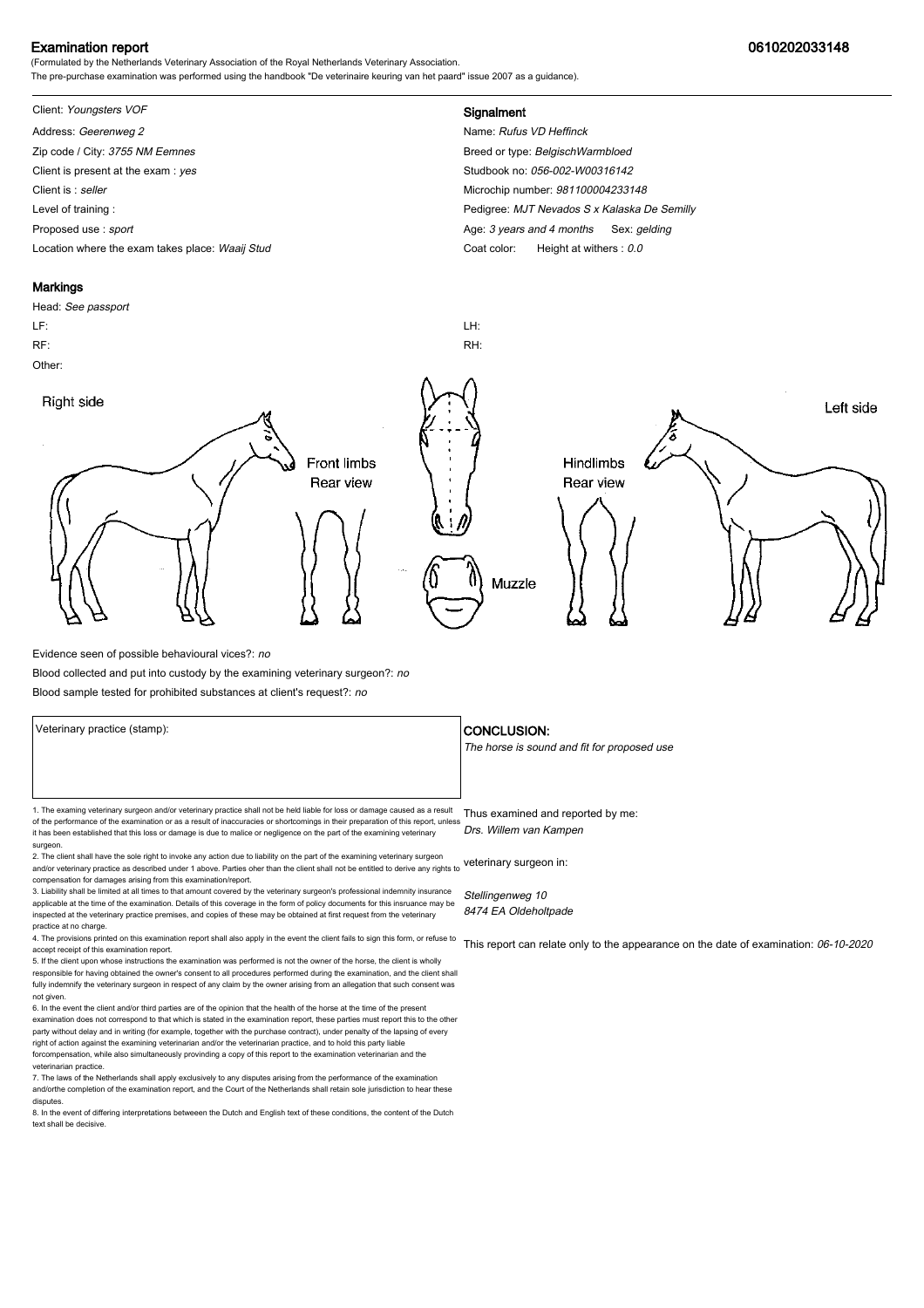# Examination report

**0610202033148**

(Formulated by the Netherlands Veterinary Association of the Royal Netherlands Veterinary Association.
The pre-purchase examination was performed using the handbook "De veterinaire keuring van het paard" issue 2007 as a guidance).

Client: *Youngsters VOF*

Address: *Geerenweg 2*

Zip code / City: *3755 NM Eemnes*

Client is present at the exam : *yes*

Client is : *seller*

Level of training :

Proposed use : *sport*

Location where the exam takes place: *Waaij Stud*

## Signalment

Name: *Rufus VD Heffinck*

Breed or type: *BelgischWarmbloed*

Studbook no: *056-002-W00316142*

Microchip number: *981100004233148*

Pedigree: *MJT Nevados S x Kalaska De Semilly*

Age: *3 years and 4 months* Sex: *gelding*

Coat color: Height at withers : *0.0*

## Markings

Head: *See passport*

LF:

RF:

Other:

LH:

RH:

Right side

Front limbs
Rear view

Muzzle

Hindlimbs
Rear view

Left side

Evidence seen of possible behavioural vices?: *no*

Blood collected and put into custody by the examining veterinary surgeon?: *no*

Blood sample tested for prohibited substances at client's request?: *no*

Veterinary practice (stamp):

## CONCLUSION:

*The horse is sound and fit for proposed use*

Thus examined and reported by me:
*Drs. Willem van Kampen*

veterinary surgeon in:

*Stellingenweg 10*
*8474 EA Oldeholtpade*

This report can relate only to the appearance on the date of examination: *06-10-2020*

1. The examing veterinary surgeon and/or veterinary practice shall not be held liable for loss or damage caused as a result of the performance of the examination or as a result of inaccuracies or shortcomings in their preparation of this report, unless it has been established that this loss or damage is due to malice or negligence on the part of the examining veterinary surgeon.
2. The client shall have the sole right to invoke any action due to liability on the part of the examining veterinary surgeon and/or veterinary practice as described under 1 above. Parties oher than the client shall not be entitled to derive any rights to compensation for damages arising from this examination/report.
3. Liability shall be limited at all times to that amount covered by the veterinary surgeon's professional indemnity insurance applicable at the time of the examination. Details of this coverage in the form of policy documents for this insruance may be inspected at the veterinary practice premises, and copies of these may be obtained at first request from the veterinary practice at no charge.
4. The provisions printed on this examination report shall also apply in the event the client fails to sign this form, or refuse to accept receipt of this examination report.
5. If the client upon whose instructions the examination was performed is not the owner of the horse, the client is wholly responsible for having obtained the owner's consent to all procedures performed during the examination, and the client shall fully indemnify the veterinary surgeon in respect of any claim by the owner arising from an allegation that such consent was not given.
6. In the event the client and/or third parties are of the opinion that the health of the horse at the time of the present examination does not correspond to that which is stated in the examination report, these parties must report this to the other party without delay and in writing (for example, together with the purchase contract), under penalty of the lapsing of every right of action against the examining veterinarian and/or the veterinarian practice, and to hold this party liable forcompensation, while also simultaneously provinding a copy of this report to the examination veterinarian and the veterinarian practice.
7. The laws of the Netherlands shall apply exclusively to any disputes arising from the performance of the examination and/orthe completion of the examination report, and the Court of the Netherlands shall retain sole jurisdiction to hear these disputes.
8. In the event of differing interpretations betweeen the Dutch and English text of these conditions, the content of the Dutch text shall be decisive.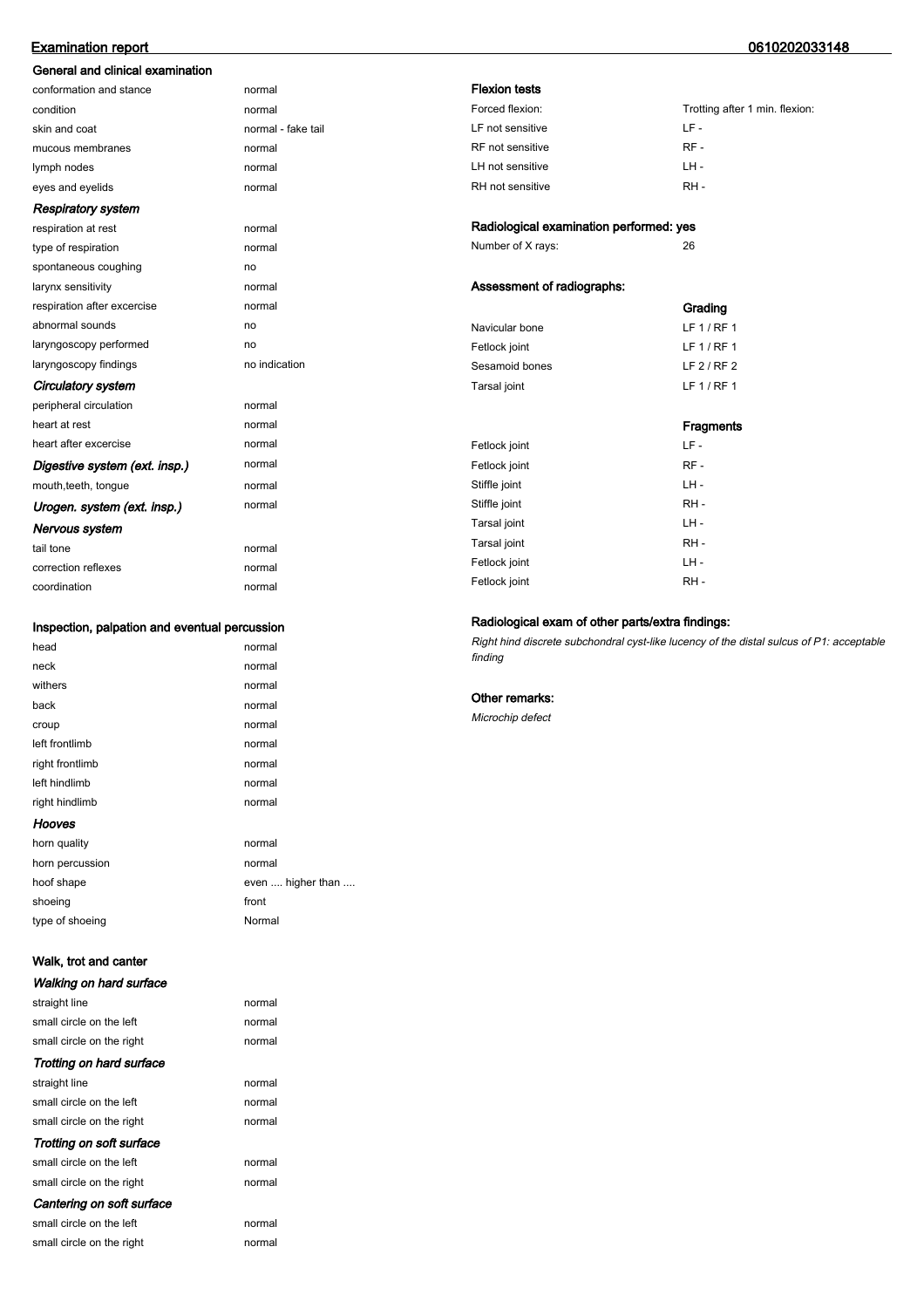# Examination report

0610202033148

## General and clinical examination

| | |
|---|---|
| conformation and stance | normal |
| condition | normal |
| skin and coat | normal - fake tail |
| mucous membranes | normal |
| lymph nodes | normal |
| eyes and eyelids | normal |

### *Respiratory system*

| | |
|---|---|
| respiration at rest | normal |
| type of respiration | normal |
| spontaneous coughing | no |
| larynx sensitivity | normal |
| respiration after excercise | normal |
| abnormal sounds | no |
| laryngoscopy performed | no |
| laryngoscopy findings | no indication |

### *Circulatory system*

| | |
|---|---|
| peripheral circulation | normal |
| heart at rest | normal |
| heart after excercise | normal |

### *Digestive system (ext. insp.)*

normal

| | |
|---|---|
| mouth,teeth, tongue | normal |

### *Urogen. system (ext. insp.)*

normal

### *Nervous system*

| | |
|---|---|
| tail tone | normal |
| correction reflexes | normal |
| coordination | normal |

## Inspection, palpation and eventual percussion

| | |
|---|---|
| head | normal |
| neck | normal |
| withers | normal |
| back | normal |
| croup | normal |
| left frontlimb | normal |
| right frontlimb | normal |
| left hindlimb | normal |
| right hindlimb | normal |

### *Hooves*

| | |
|---|---|
| horn quality | normal |
| horn percussion | normal |
| hoof shape | even .... higher than .... |
| shoeing | front |
| type of shoeing | Normal |

## Walk, trot and canter

### *Walking on hard surface*

| | |
|---|---|
| straight line | normal |
| small circle on the left | normal |
| small circle on the right | normal |

### *Trotting on hard surface*

| | |
|---|---|
| straight line | normal |
| small circle on the left | normal |
| small circle on the right | normal |

### *Trotting on soft surface*

| | |
|---|---|
| small circle on the left | normal |
| small circle on the right | normal |

### *Cantering on soft surface*

| | |
|---|---|
| small circle on the left | normal |
| small circle on the right | normal |

## Flexion tests

| Forced flexion: | Trotting after 1 min. flexion: |
|---|---|
| LF not sensitive | LF - |
| RF not sensitive | RF - |
| LH not sensitive | LH - |
| RH not sensitive | RH - |

## Radiological examination performed: yes

| | |
|---|---|
| Number of X rays: | 26 |

## Assessment of radiographs:

| | Grading |
|---|---|
| Navicular bone | LF 1 / RF 1 |
| Fetlock joint | LF 1 / RF 1 |
| Sesamoid bones | LF 2 / RF 2 |
| Tarsal joint | LF 1 / RF 1 |

| | Fragments |
|---|---|
| Fetlock joint | LF - |
| Fetlock joint | RF - |
| Stiffle joint | LH - |
| Stiffle joint | RH - |
| Tarsal joint | LH - |
| Tarsal joint | RH - |
| Fetlock joint | LH - |
| Fetlock joint | RH - |

## Radiological exam of other parts/extra findings:

*Right hind discrete subchondral cyst-like lucency of the distal sulcus of P1: acceptable finding*

## Other remarks:

*Microchip defect*